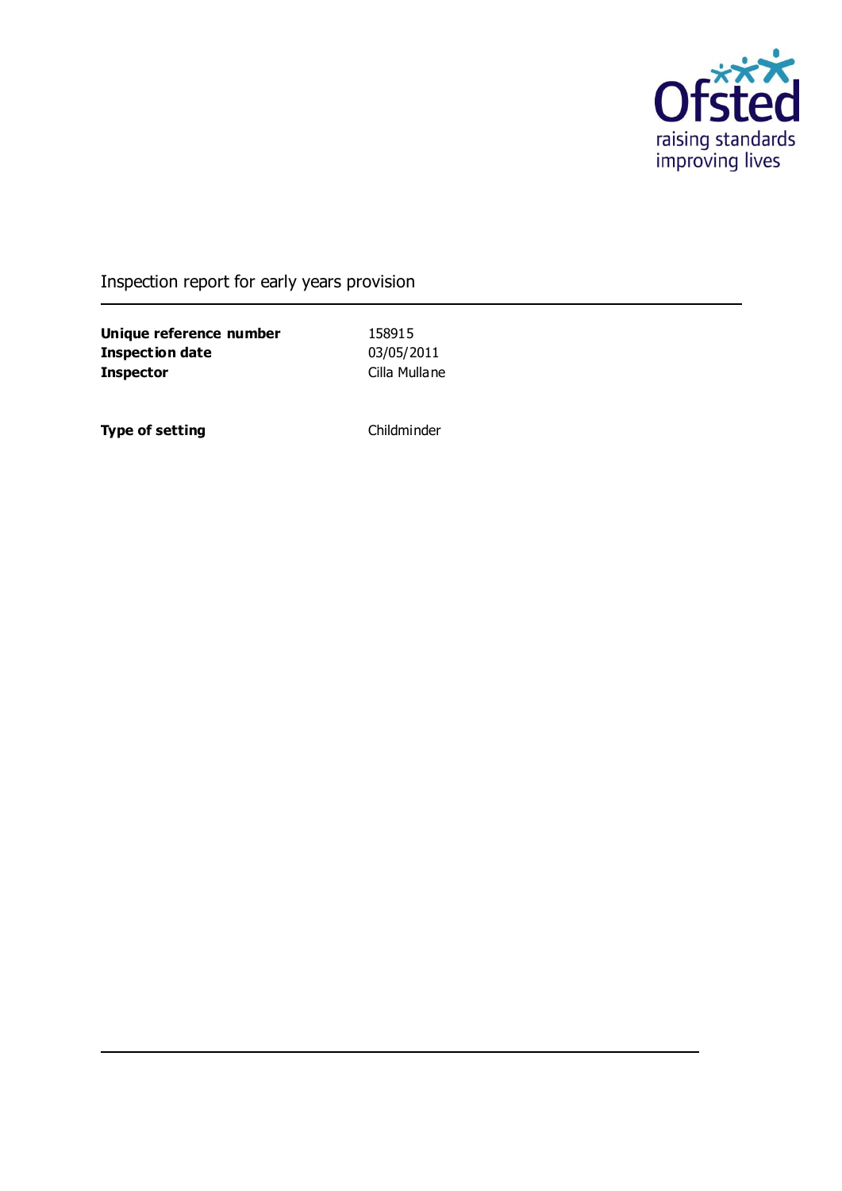Ofsted
raising standards
improving lives

# Inspection report for early years provision

| | |
|---|---|
| **Unique reference number** | 158915 |
| **Inspection date** | 03/05/2011 |
| **Inspector** | Cilla Mullane |

| | |
|---|---|
| **Type of setting** | Childminder |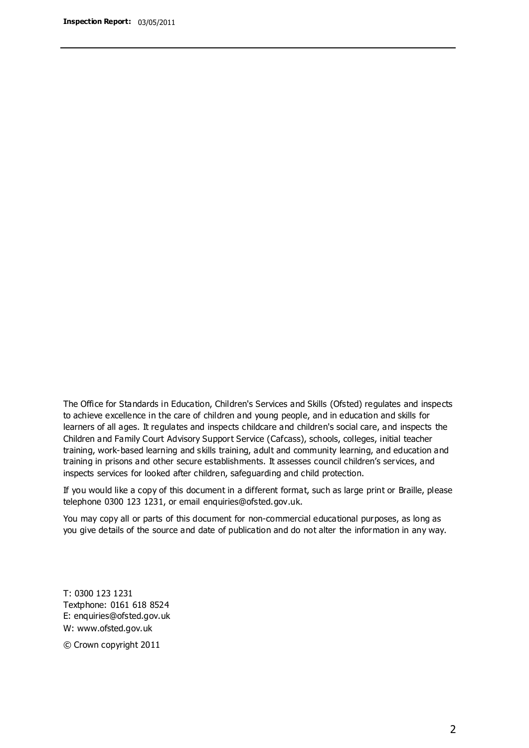The Office for Standards in Education, Children's Services and Skills (Ofsted) regulates and inspects to achieve excellence in the care of children and young people, and in education and skills for learners of all ages. It regulates and inspects childcare and children's social care, and inspects the Children and Family Court Advisory Support Service (Cafcass), schools, colleges, initial teacher training, work-based learning and skills training, adult and community learning, and education and training in prisons and other secure establishments. It assesses council children's services, and inspects services for looked after children, safeguarding and child protection.

If you would like a copy of this document in a different format, such as large print or Braille, please telephone 0300 123 1231, or email enquiries@ofsted.gov.uk.

You may copy all or parts of this document for non-commercial educational purposes, as long as you give details of the source and date of publication and do not alter the information in any way.

T: 0300 123 1231
Textphone: 0161 618 8524
E: enquiries@ofsted.gov.uk
W: www.ofsted.gov.uk

© Crown copyright 2011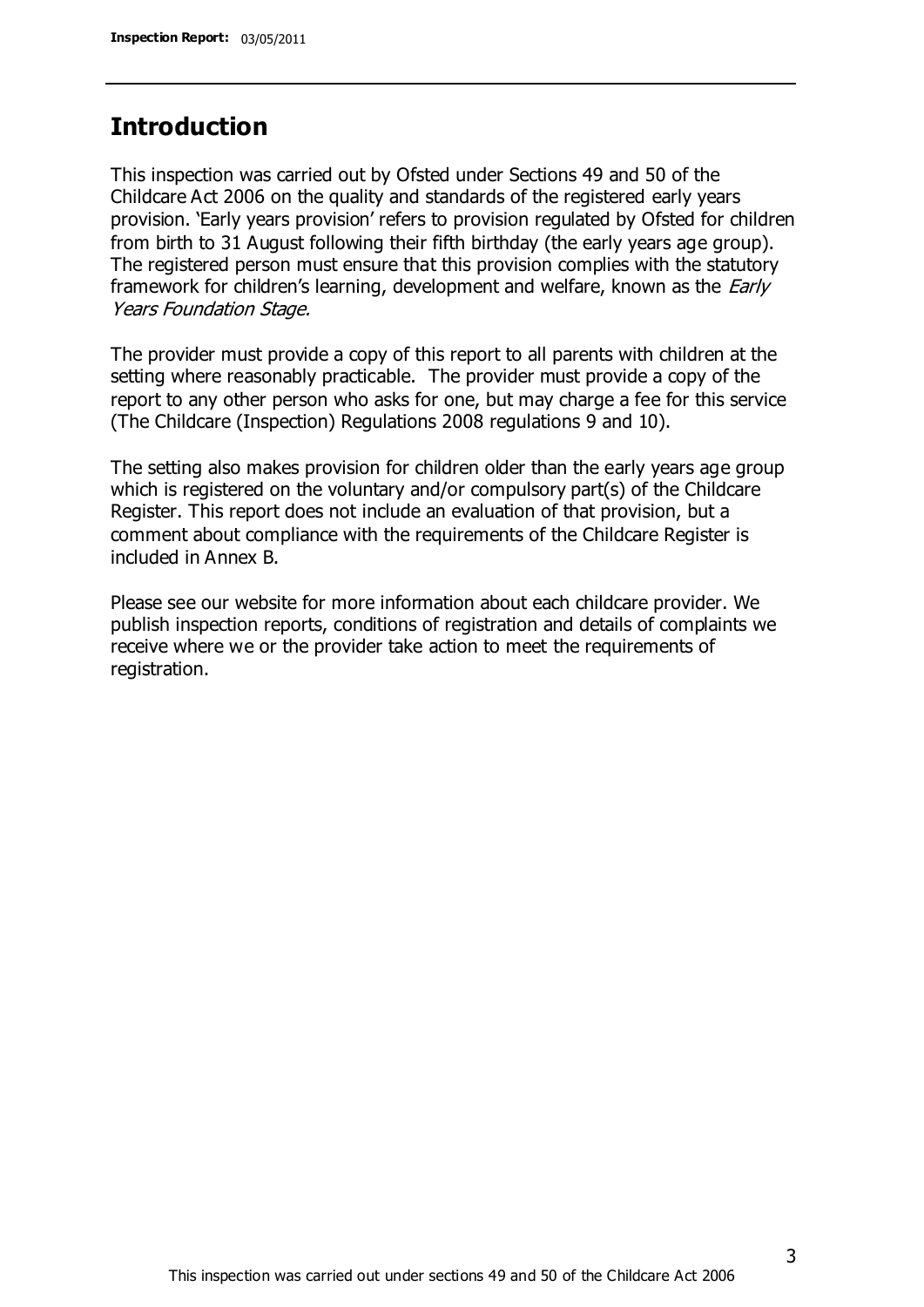## Introduction

This inspection was carried out by Ofsted under Sections 49 and 50 of the Childcare Act 2006 on the quality and standards of the registered early years provision. 'Early years provision' refers to provision regulated by Ofsted for children from birth to 31 August following their fifth birthday (the early years age group). The registered person must ensure that this provision complies with the statutory framework for children's learning, development and welfare, known as the *Early Years Foundation Stage*.

The provider must provide a copy of this report to all parents with children at the setting where reasonably practicable. The provider must provide a copy of the report to any other person who asks for one, but may charge a fee for this service (The Childcare (Inspection) Regulations 2008 regulations 9 and 10).

The setting also makes provision for children older than the early years age group which is registered on the voluntary and/or compulsory part(s) of the Childcare Register. This report does not include an evaluation of that provision, but a comment about compliance with the requirements of the Childcare Register is included in Annex B.

Please see our website for more information about each childcare provider. We publish inspection reports, conditions of registration and details of complaints we receive where we or the provider take action to meet the requirements of registration.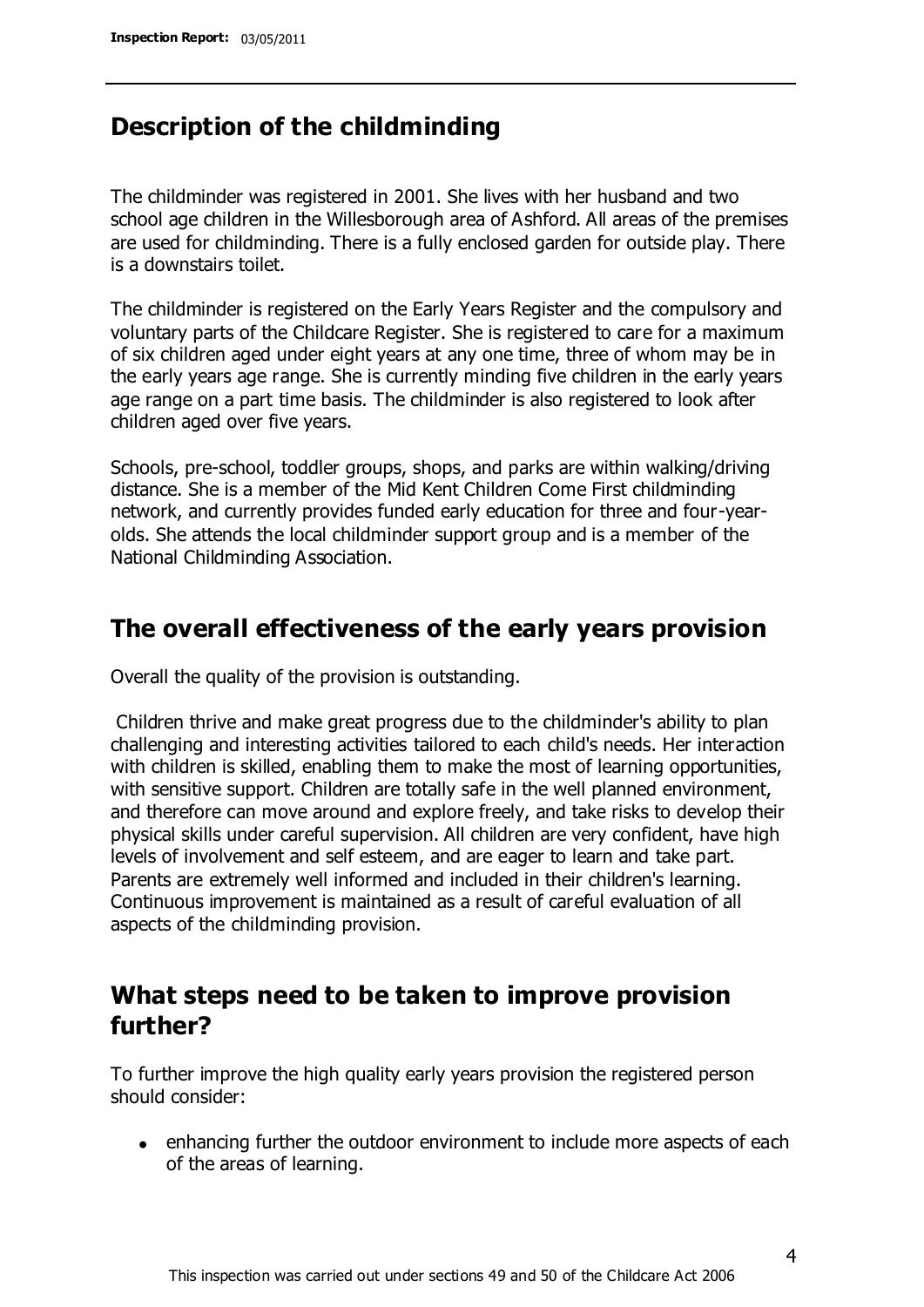## Description of the childminding

The childminder was registered in 2001. She lives with her husband and two school age children in the Willesborough area of Ashford. All areas of the premises are used for childminding. There is a fully enclosed garden for outside play. There is a downstairs toilet.

The childminder is registered on the Early Years Register and the compulsory and voluntary parts of the Childcare Register. She is registered to care for a maximum of six children aged under eight years at any one time, three of whom may be in the early years age range. She is currently minding five children in the early years age range on a part time basis. The childminder is also registered to look after children aged over five years.

Schools, pre-school, toddler groups, shops, and parks are within walking/driving distance. She is a member of the Mid Kent Children Come First childminding network, and currently provides funded early education for three and four-year-olds. She attends the local childminder support group and is a member of the National Childminding Association.

## The overall effectiveness of the early years provision

Overall the quality of the provision is outstanding.

Children thrive and make great progress due to the childminder's ability to plan challenging and interesting activities tailored to each child's needs. Her interaction with children is skilled, enabling them to make the most of learning opportunities, with sensitive support. Children are totally safe in the well planned environment, and therefore can move around and explore freely, and take risks to develop their physical skills under careful supervision. All children are very confident, have high levels of involvement and self esteem, and are eager to learn and take part. Parents are extremely well informed and included in their children's learning. Continuous improvement is maintained as a result of careful evaluation of all aspects of the childminding provision.

## What steps need to be taken to improve provision further?

To further improve the high quality early years provision the registered person should consider:

- enhancing further the outdoor environment to include more aspects of each of the areas of learning.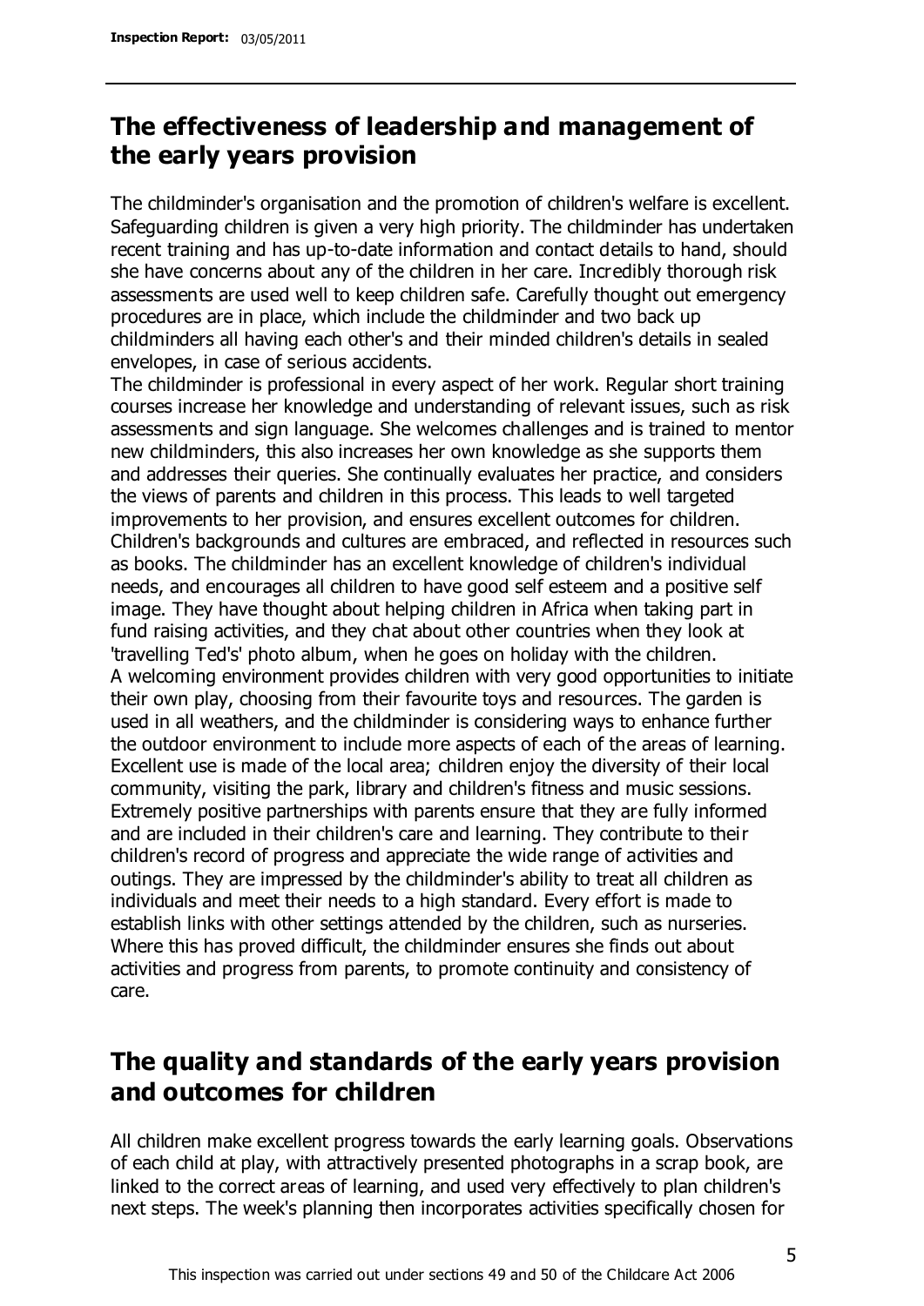## The effectiveness of leadership and management of the early years provision

The childminder's organisation and the promotion of children's welfare is excellent. Safeguarding children is given a very high priority. The childminder has undertaken recent training and has up-to-date information and contact details to hand, should she have concerns about any of the children in her care. Incredibly thorough risk assessments are used well to keep children safe. Carefully thought out emergency procedures are in place, which include the childminder and two back up childminders all having each other's and their minded children's details in sealed envelopes, in case of serious accidents.

The childminder is professional in every aspect of her work. Regular short training courses increase her knowledge and understanding of relevant issues, such as risk assessments and sign language. She welcomes challenges and is trained to mentor new childminders, this also increases her own knowledge as she supports them and addresses their queries. She continually evaluates her practice, and considers the views of parents and children in this process. This leads to well targeted improvements to her provision, and ensures excellent outcomes for children. Children's backgrounds and cultures are embraced, and reflected in resources such as books. The childminder has an excellent knowledge of children's individual needs, and encourages all children to have good self esteem and a positive self image. They have thought about helping children in Africa when taking part in fund raising activities, and they chat about other countries when they look at 'travelling Ted's' photo album, when he goes on holiday with the children.

A welcoming environment provides children with very good opportunities to initiate their own play, choosing from their favourite toys and resources. The garden is used in all weathers, and the childminder is considering ways to enhance further the outdoor environment to include more aspects of each of the areas of learning. Excellent use is made of the local area; children enjoy the diversity of their local community, visiting the park, library and children's fitness and music sessions. Extremely positive partnerships with parents ensure that they are fully informed and are included in their children's care and learning. They contribute to their children's record of progress and appreciate the wide range of activities and outings. They are impressed by the childminder's ability to treat all children as individuals and meet their needs to a high standard. Every effort is made to establish links with other settings attended by the children, such as nurseries. Where this has proved difficult, the childminder ensures she finds out about activities and progress from parents, to promote continuity and consistency of care.

## The quality and standards of the early years provision and outcomes for children

All children make excellent progress towards the early learning goals. Observations of each child at play, with attractively presented photographs in a scrap book, are linked to the correct areas of learning, and used very effectively to plan children's next steps. The week's planning then incorporates activities specifically chosen for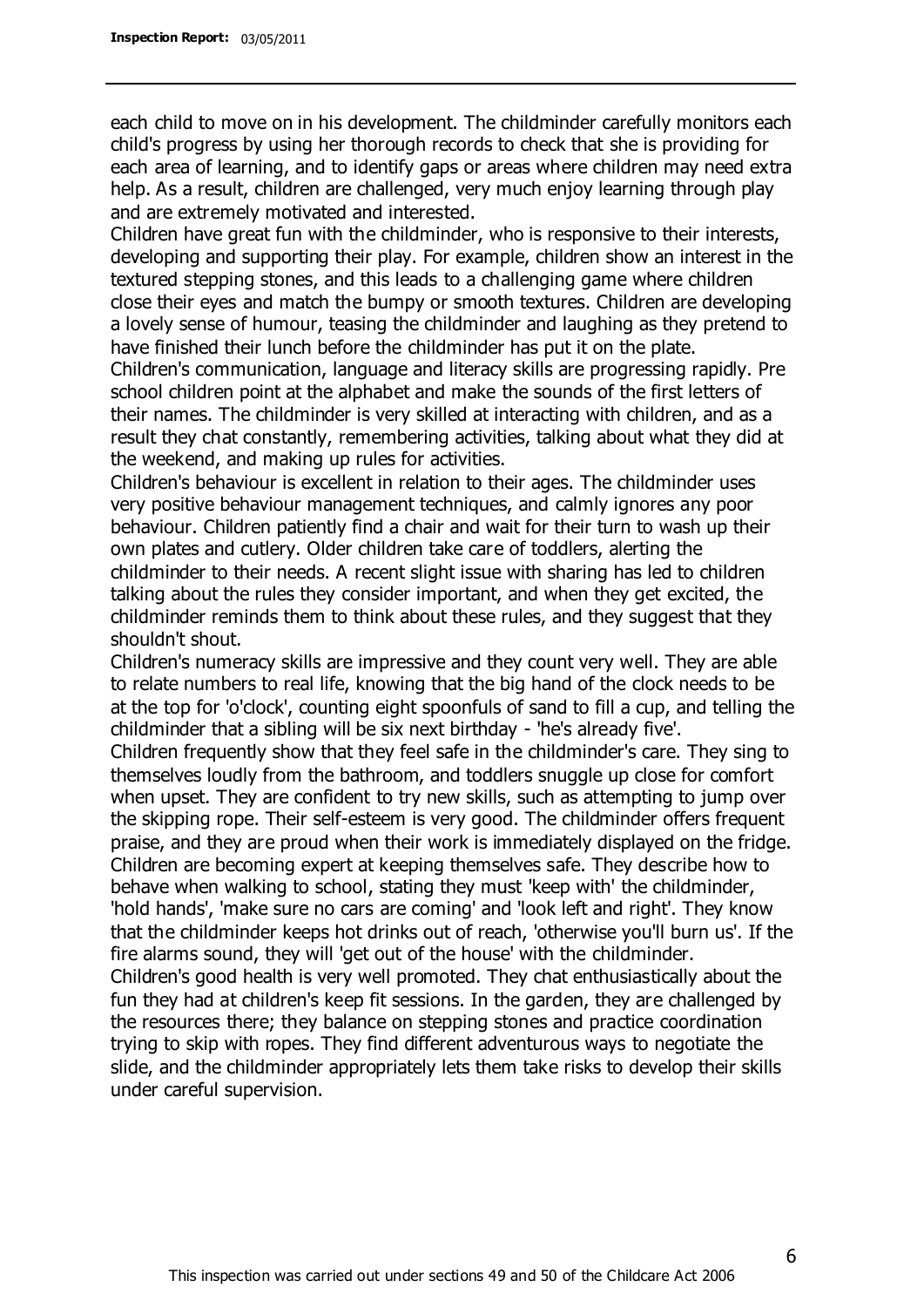each child to move on in his development. The childminder carefully monitors each child's progress by using her thorough records to check that she is providing for each area of learning, and to identify gaps or areas where children may need extra help. As a result, children are challenged, very much enjoy learning through play and are extremely motivated and interested.

Children have great fun with the childminder, who is responsive to their interests, developing and supporting their play. For example, children show an interest in the textured stepping stones, and this leads to a challenging game where children close their eyes and match the bumpy or smooth textures. Children are developing a lovely sense of humour, teasing the childminder and laughing as they pretend to have finished their lunch before the childminder has put it on the plate.

Children's communication, language and literacy skills are progressing rapidly. Pre school children point at the alphabet and make the sounds of the first letters of their names. The childminder is very skilled at interacting with children, and as a result they chat constantly, remembering activities, talking about what they did at the weekend, and making up rules for activities.

Children's behaviour is excellent in relation to their ages. The childminder uses very positive behaviour management techniques, and calmly ignores any poor behaviour. Children patiently find a chair and wait for their turn to wash up their own plates and cutlery. Older children take care of toddlers, alerting the childminder to their needs. A recent slight issue with sharing has led to children talking about the rules they consider important, and when they get excited, the childminder reminds them to think about these rules, and they suggest that they shouldn't shout.

Children's numeracy skills are impressive and they count very well. They are able to relate numbers to real life, knowing that the big hand of the clock needs to be at the top for 'o'clock', counting eight spoonfuls of sand to fill a cup, and telling the childminder that a sibling will be six next birthday - 'he's already five'.

Children frequently show that they feel safe in the childminder's care. They sing to themselves loudly from the bathroom, and toddlers snuggle up close for comfort when upset. They are confident to try new skills, such as attempting to jump over the skipping rope. Their self-esteem is very good. The childminder offers frequent praise, and they are proud when their work is immediately displayed on the fridge.

Children are becoming expert at keeping themselves safe. They describe how to behave when walking to school, stating they must 'keep with' the childminder, 'hold hands', 'make sure no cars are coming' and 'look left and right'. They know that the childminder keeps hot drinks out of reach, 'otherwise you'll burn us'. If the fire alarms sound, they will 'get out of the house' with the childminder.

Children's good health is very well promoted. They chat enthusiastically about the fun they had at children's keep fit sessions. In the garden, they are challenged by the resources there; they balance on stepping stones and practice coordination trying to skip with ropes. They find different adventurous ways to negotiate the slide, and the childminder appropriately lets them take risks to develop their skills under careful supervision.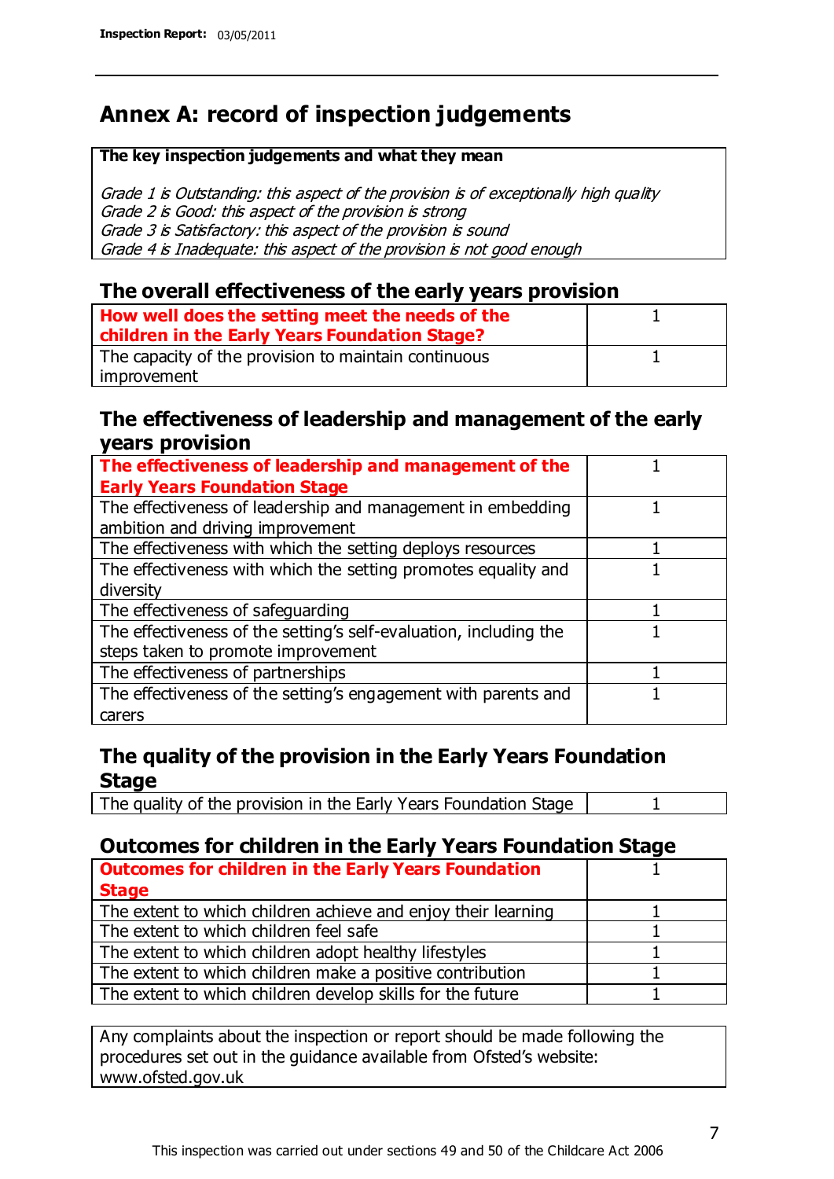# Annex A: record of inspection judgements

**The key inspection judgements and what they mean**

*Grade 1 is Outstanding: this aspect of the provision is of exceptionally high quality*
*Grade 2 is Good: this aspect of the provision is strong*
*Grade 3 is Satisfactory: this aspect of the provision is sound*
*Grade 4 is Inadequate: this aspect of the provision is not good enough*

## The overall effectiveness of the early years provision

| | |
|---|---|
| **How well does the setting meet the needs of the children in the Early Years Foundation Stage?** | 1 |
| The capacity of the provision to maintain continuous improvement | 1 |

## The effectiveness of leadership and management of the early years provision

| | |
|---|---|
| **The effectiveness of leadership and management of the Early Years Foundation Stage** | 1 |
| The effectiveness of leadership and management in embedding ambition and driving improvement | 1 |
| The effectiveness with which the setting deploys resources | 1 |
| The effectiveness with which the setting promotes equality and diversity | 1 |
| The effectiveness of safeguarding | 1 |
| The effectiveness of the setting's self-evaluation, including the steps taken to promote improvement | 1 |
| The effectiveness of partnerships | 1 |
| The effectiveness of the setting's engagement with parents and carers | 1 |

## The quality of the provision in the Early Years Foundation Stage

| | |
|---|---|
| The quality of the provision in the Early Years Foundation Stage | 1 |

## Outcomes for children in the Early Years Foundation Stage

| | |
|---|---|
| **Outcomes for children in the Early Years Foundation Stage** | 1 |
| The extent to which children achieve and enjoy their learning | 1 |
| The extent to which children feel safe | 1 |
| The extent to which children adopt healthy lifestyles | 1 |
| The extent to which children make a positive contribution | 1 |
| The extent to which children develop skills for the future | 1 |

Any complaints about the inspection or report should be made following the procedures set out in the guidance available from Ofsted's website: www.ofsted.gov.uk

This inspection was carried out under sections 49 and 50 of the Childcare Act 2006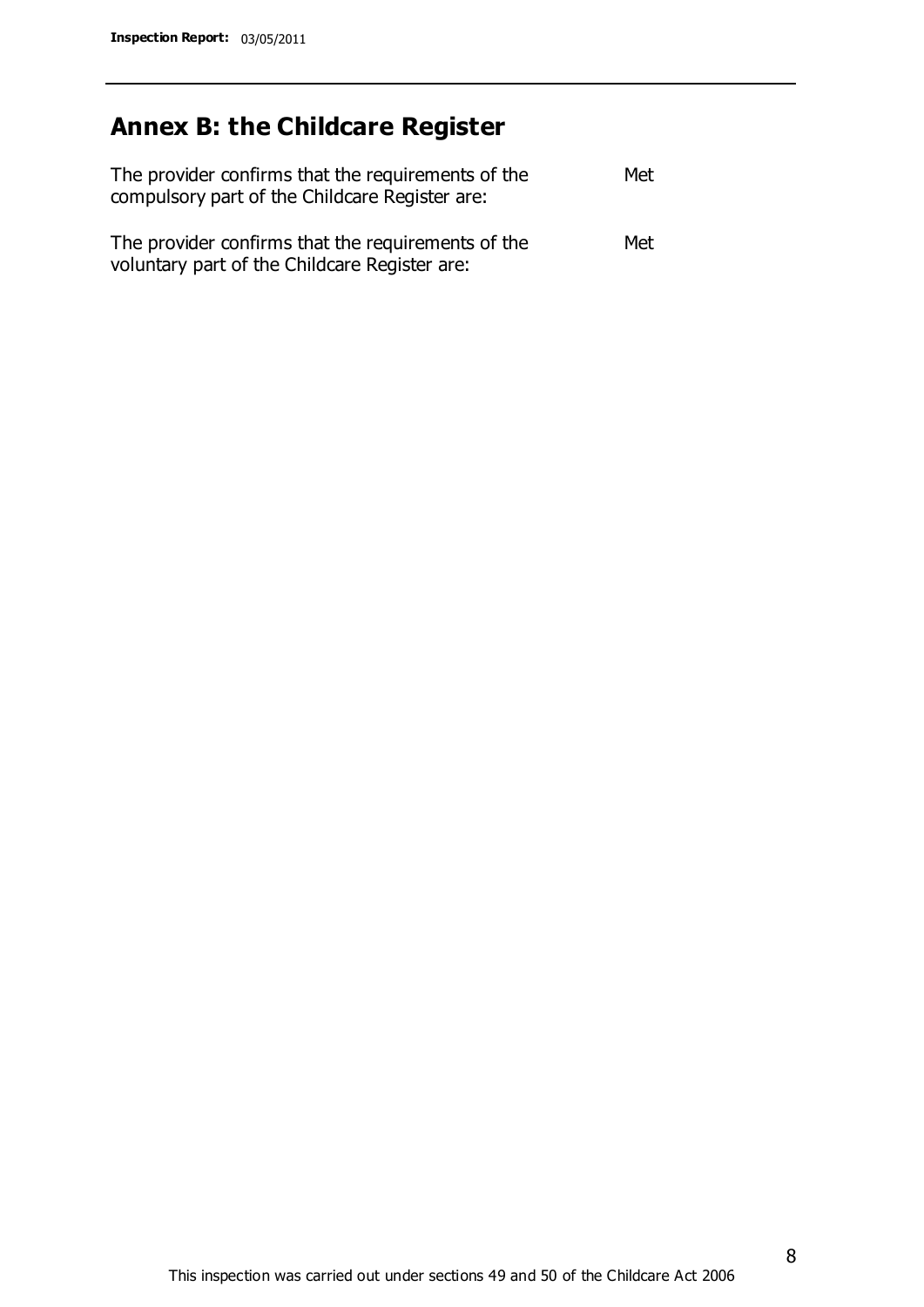## Annex B: the Childcare Register

| | |
|---|---|
| The provider confirms that the requirements of the compulsory part of the Childcare Register are: | Met |
| The provider confirms that the requirements of the voluntary part of the Childcare Register are: | Met |